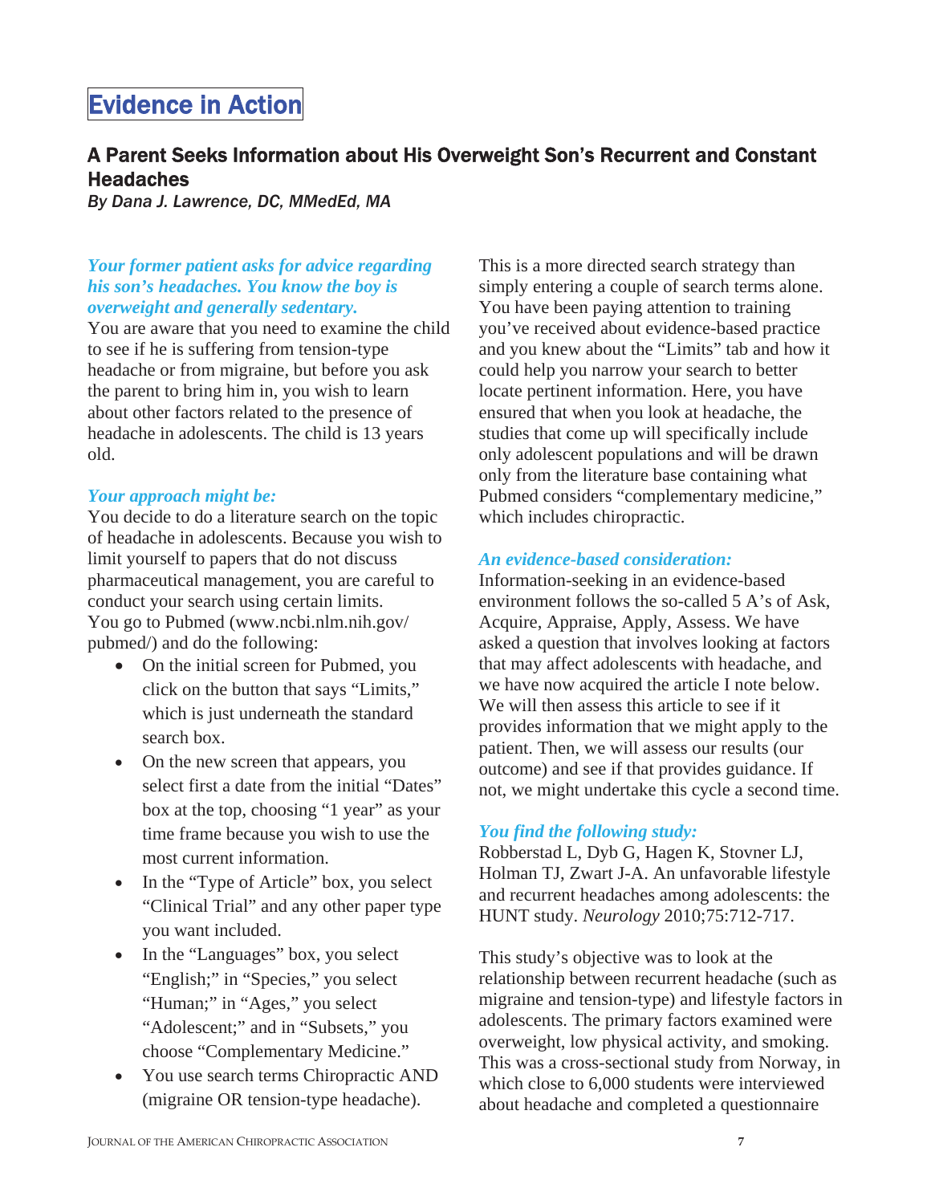# Evidence in Action

## A Parent Seeks Information about His Overweight Son's Recurrent and Constant Headaches

*By Dana J. Lawrence, DC, MMedEd, MA*

***Your former patient asks for advice regarding his son's headaches. You know the boy is overweight and generally sedentary.***

You are aware that you need to examine the child to see if he is suffering from tension-type headache or from migraine, but before you ask the parent to bring him in, you wish to learn about other factors related to the presence of headache in adolescents. The child is 13 years old.

***Your approach might be:***

You decide to do a literature search on the topic of headache in adolescents. Because you wish to limit yourself to papers that do not discuss pharmaceutical management, you are careful to conduct your search using certain limits. You go to Pubmed (www.ncbi.nlm.nih.gov/pubmed/) and do the following:

- On the initial screen for Pubmed, you click on the button that says "Limits," which is just underneath the standard search box.
- On the new screen that appears, you select first a date from the initial "Dates" box at the top, choosing "1 year" as your time frame because you wish to use the most current information.
- In the "Type of Article" box, you select "Clinical Trial" and any other paper type you want included.
- In the "Languages" box, you select "English;" in "Species," you select "Human;" in "Ages," you select "Adolescent;" and in "Subsets," you choose "Complementary Medicine."
- You use search terms Chiropractic AND (migraine OR tension-type headache).

This is a more directed search strategy than simply entering a couple of search terms alone. You have been paying attention to training you've received about evidence-based practice and you knew about the "Limits" tab and how it could help you narrow your search to better locate pertinent information. Here, you have ensured that when you look at headache, the studies that come up will specifically include only adolescent populations and will be drawn only from the literature base containing what Pubmed considers "complementary medicine," which includes chiropractic.

***An evidence-based consideration:***

Information-seeking in an evidence-based environment follows the so-called 5 A's of Ask, Acquire, Appraise, Apply, Assess. We have asked a question that involves looking at factors that may affect adolescents with headache, and we have now acquired the article I note below. We will then assess this article to see if it provides information that we might apply to the patient. Then, we will assess our results (our outcome) and see if that provides guidance. If not, we might undertake this cycle a second time.

***You find the following study:***

Robberstad L, Dyb G, Hagen K, Stovner LJ, Holman TJ, Zwart J-A. An unfavorable lifestyle and recurrent headaches among adolescents: the HUNT study. *Neurology* 2010;75:712-717.

This study's objective was to look at the relationship between recurrent headache (such as migraine and tension-type) and lifestyle factors in adolescents. The primary factors examined were overweight, low physical activity, and smoking. This was a cross-sectional study from Norway, in which close to 6,000 students were interviewed about headache and completed a questionnaire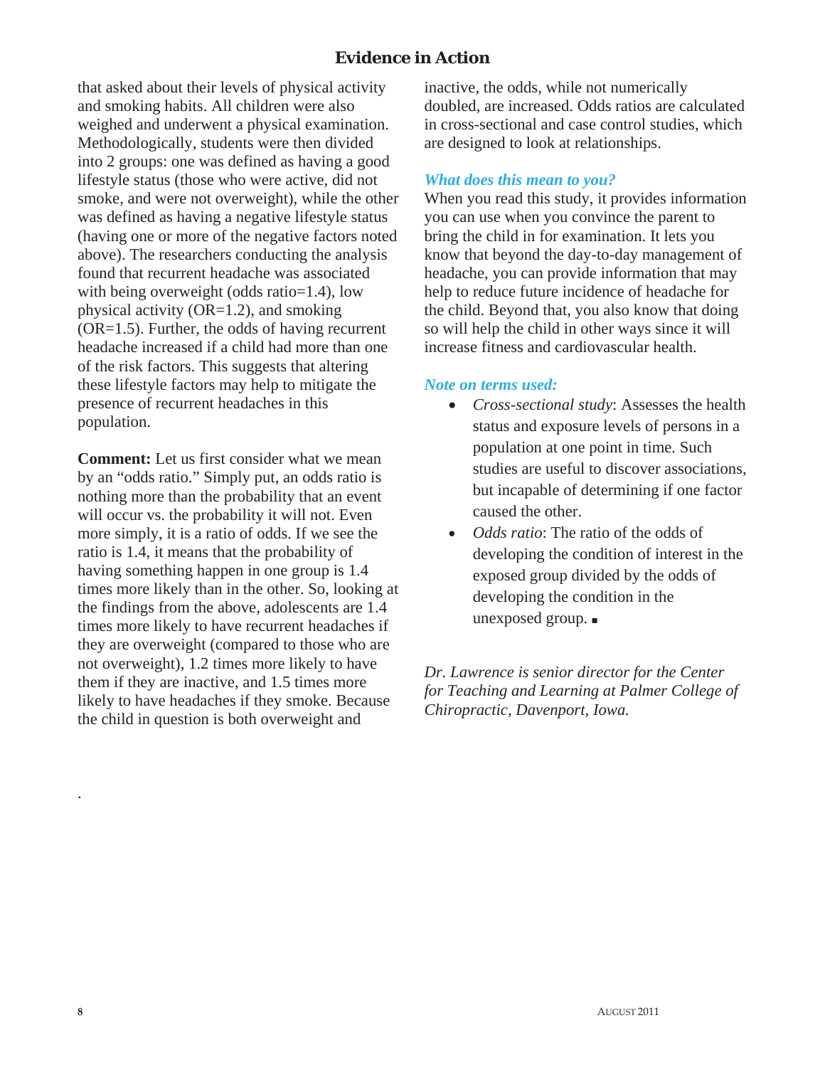that asked about their levels of physical activity and smoking habits. All children were also weighed and underwent a physical examination. Methodologically, students were then divided into 2 groups: one was defined as having a good lifestyle status (those who were active, did not smoke, and were not overweight), while the other was defined as having a negative lifestyle status (having one or more of the negative factors noted above). The researchers conducting the analysis found that recurrent headache was associated with being overweight (odds ratio=1.4), low physical activity (OR=1.2), and smoking (OR=1.5). Further, the odds of having recurrent headache increased if a child had more than one of the risk factors. This suggests that altering these lifestyle factors may help to mitigate the presence of recurrent headaches in this population.

**Comment:** Let us first consider what we mean by an "odds ratio." Simply put, an odds ratio is nothing more than the probability that an event will occur vs. the probability it will not. Even more simply, it is a ratio of odds. If we see the ratio is 1.4, it means that the probability of having something happen in one group is 1.4 times more likely than in the other. So, looking at the findings from the above, adolescents are 1.4 times more likely to have recurrent headaches if they are overweight (compared to those who are not overweight), 1.2 times more likely to have them if they are inactive, and 1.5 times more likely to have headaches if they smoke. Because the child in question is both overweight and inactive, the odds, while not numerically doubled, are increased. Odds ratios are calculated in cross-sectional and case control studies, which are designed to look at relationships.

### *What does this mean to you?*

When you read this study, it provides information you can use when you convince the parent to bring the child in for examination. It lets you know that beyond the day-to-day management of headache, you can provide information that may help to reduce future incidence of headache for the child. Beyond that, you also know that doing so will help the child in other ways since it will increase fitness and cardiovascular health.

### *Note on terms used:*

- *Cross-sectional study*: Assesses the health status and exposure levels of persons in a population at one point in time. Such studies are useful to discover associations, but incapable of determining if one factor caused the other.
- *Odds ratio*: The ratio of the odds of developing the condition of interest in the exposed group divided by the odds of developing the condition in the unexposed group. ■

*Dr. Lawrence is senior director for the Center for Teaching and Learning at Palmer College of Chiropractic, Davenport, Iowa.*